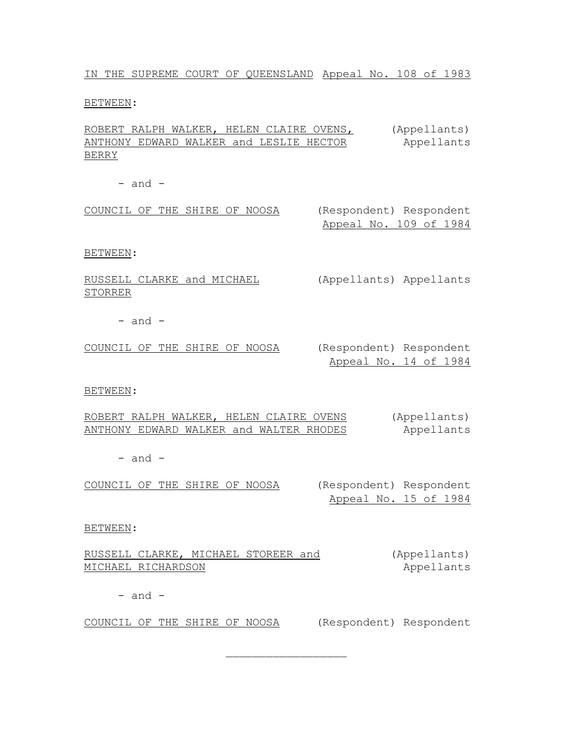IN THE SUPREME COURT OF QUEENSLAND Appeal No. 108 of 1983

BETWEEN:

ROBERT RALPH WALKER, HELEN CLAIRE OVENS, ANTHONY EDWARD WALKER and LESLIE HECTOR BERRY (Appellants) Appellants

\- and -

COUNCIL OF THE SHIRE OF NOOSA (Respondent) Respondent

Appeal No. 109 of 1984

BETWEEN:

RUSSELL CLARKE and MICHAEL STORRER (Appellants) Appellants

\- and -

COUNCIL OF THE SHIRE OF NOOSA (Respondent) Respondent

Appeal No. 14 of 1984

BETWEEN:

ROBERT RALPH WALKER, HELEN CLAIRE OVENS ANTHONY EDWARD WALKER and WALTER RHODES (Appellants) Appellants

\- and -

COUNCIL OF THE SHIRE OF NOOSA (Respondent) Respondent

Appeal No. 15 of 1984

BETWEEN:

RUSSELL CLARKE, MICHAEL STOREER and MICHAEL RICHARDSON (Appellants) Appellants

\- and -

COUNCIL OF THE SHIRE OF NOOSA (Respondent) Respondent

---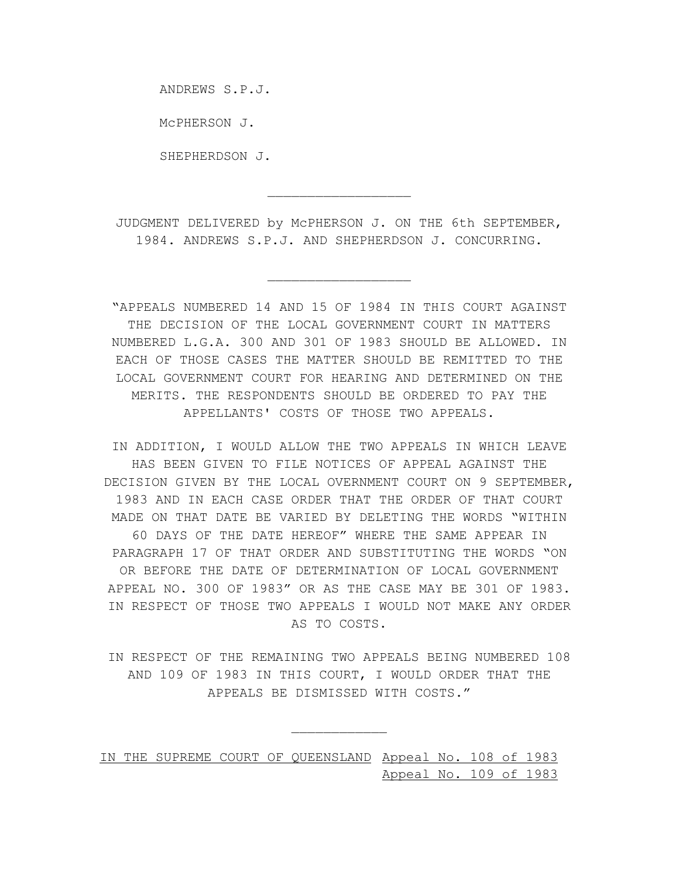ANDREWS S.P.J.

McPHERSON J.

SHEPHERDSON J.

---

JUDGMENT DELIVERED by McPHERSON J. ON THE 6th SEPTEMBER, 1984. ANDREWS S.P.J. AND SHEPHERDSON J. CONCURRING.

---

"APPEALS NUMBERED 14 AND 15 OF 1984 IN THIS COURT AGAINST THE DECISION OF THE LOCAL GOVERNMENT COURT IN MATTERS NUMBERED L.G.A. 300 AND 301 OF 1983 SHOULD BE ALLOWED. IN EACH OF THOSE CASES THE MATTER SHOULD BE REMITTED TO THE LOCAL GOVERNMENT COURT FOR HEARING AND DETERMINED ON THE MERITS. THE RESPONDENTS SHOULD BE ORDERED TO PAY THE APPELLANTS' COSTS OF THOSE TWO APPEALS.

IN ADDITION, I WOULD ALLOW THE TWO APPEALS IN WHICH LEAVE HAS BEEN GIVEN TO FILE NOTICES OF APPEAL AGAINST THE DECISION GIVEN BY THE LOCAL OVERNMENT COURT ON 9 SEPTEMBER, 1983 AND IN EACH CASE ORDER THAT THE ORDER OF THAT COURT MADE ON THAT DATE BE VARIED BY DELETING THE WORDS "WITHIN 60 DAYS OF THE DATE HEREOF" WHERE THE SAME APPEAR IN PARAGRAPH 17 OF THAT ORDER AND SUBSTITUTING THE WORDS "ON OR BEFORE THE DATE OF DETERMINATION OF LOCAL GOVERNMENT APPEAL NO. 300 OF 1983" OR AS THE CASE MAY BE 301 OF 1983. IN RESPECT OF THOSE TWO APPEALS I WOULD NOT MAKE ANY ORDER AS TO COSTS.

IN RESPECT OF THE REMAINING TWO APPEALS BEING NUMBERED 108 AND 109 OF 1983 IN THIS COURT, I WOULD ORDER THAT THE APPEALS BE DISMISSED WITH COSTS."

---

IN THE SUPREME COURT OF QUEENSLAND Appeal No. 108 of 1983
Appeal No. 109 of 1983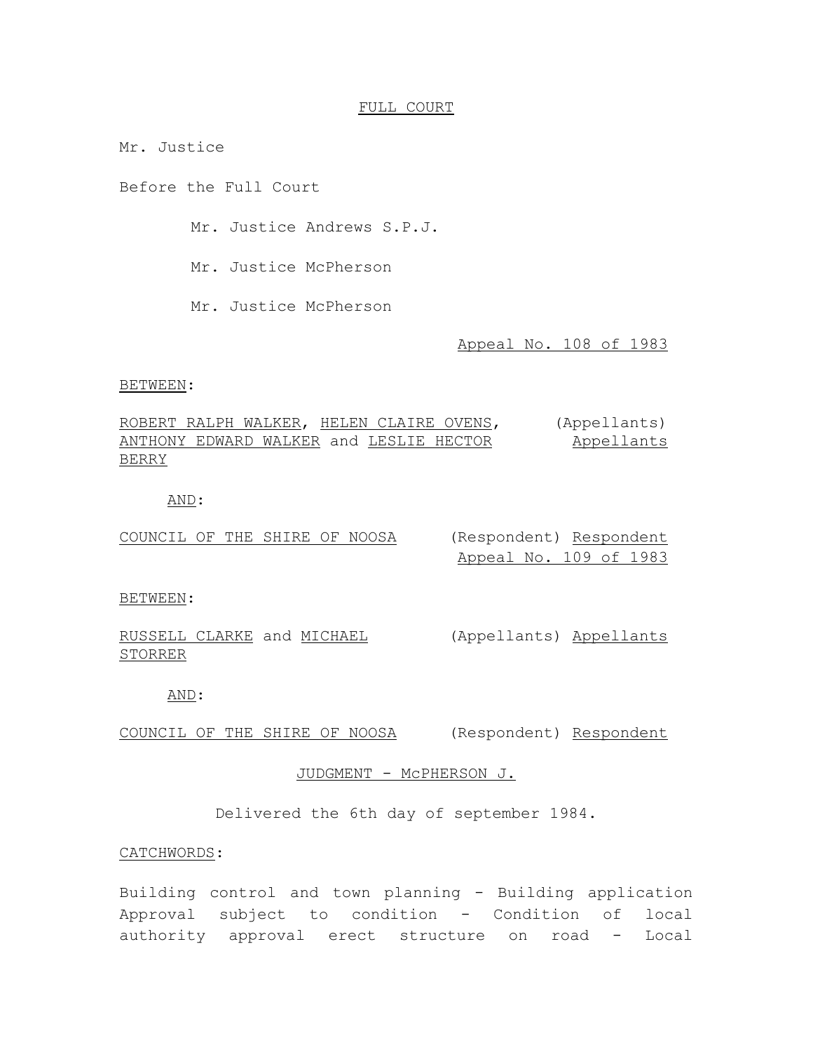FULL COURT

Mr. Justice

Before the Full Court

Mr. Justice Andrews S.P.J.

Mr. Justice McPherson

Mr. Justice McPherson

Appeal No. 108 of 1983

BETWEEN:

ROBERT RALPH WALKER, HELEN CLAIRE OVENS, ANTHONY EDWARD WALKER and LESLIE HECTOR BERRY (Appellants) Appellants

AND:

COUNCIL OF THE SHIRE OF NOOSA (Respondent) Respondent

Appeal No. 109 of 1983

BETWEEN:

RUSSELL CLARKE and MICHAEL STORRER (Appellants) Appellants

AND:

COUNCIL OF THE SHIRE OF NOOSA (Respondent) Respondent

JUDGMENT - McPHERSON J.

Delivered the 6th day of september 1984.

CATCHWORDS:

Building control and town planning - Building application Approval subject to condition - Condition of local authority approval erect structure on road - Local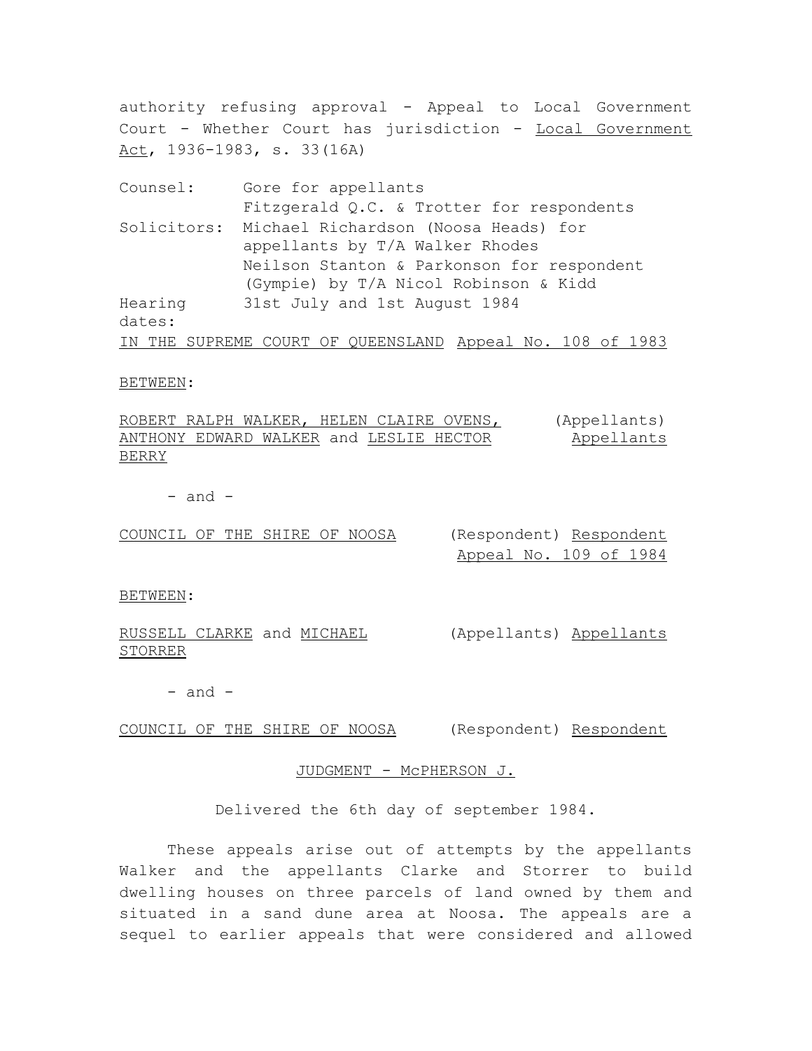authority refusing approval - Appeal to Local Government Court - Whether Court has jurisdiction - Local Government Act, 1936-1983, s. 33(16A)

| | |
|---|---|
| Counsel: | Gore for appellants<br>Fitzgerald Q.C. & Trotter for respondents |
| Solicitors: | Michael Richardson (Noosa Heads) for appellants by T/A Walker Rhodes<br>Neilson Stanton & Parkonson for respondent (Gympie) by T/A Nicol Robinson & Kidd |
| Hearing dates: | 31st July and 1st August 1984 |

IN THE SUPREME COURT OF QUEENSLAND Appeal No. 108 of 1983

BETWEEN:

ROBERT RALPH WALKER, HELEN CLAIRE OVENS, ANTHONY EDWARD WALKER and LESLIE HECTOR BERRY (Appellants) Appellants

- and -

COUNCIL OF THE SHIRE OF NOOSA (Respondent) Respondent

Appeal No. 109 of 1984

BETWEEN:

RUSSELL CLARKE and MICHAEL STORRER (Appellants) Appellants

- and -

COUNCIL OF THE SHIRE OF NOOSA (Respondent) Respondent

JUDGMENT - McPHERSON J.

Delivered the 6th day of september 1984.

These appeals arise out of attempts by the appellants Walker and the appellants Clarke and Storrer to build dwelling houses on three parcels of land owned by them and situated in a sand dune area at Noosa. The appeals are a sequel to earlier appeals that were considered and allowed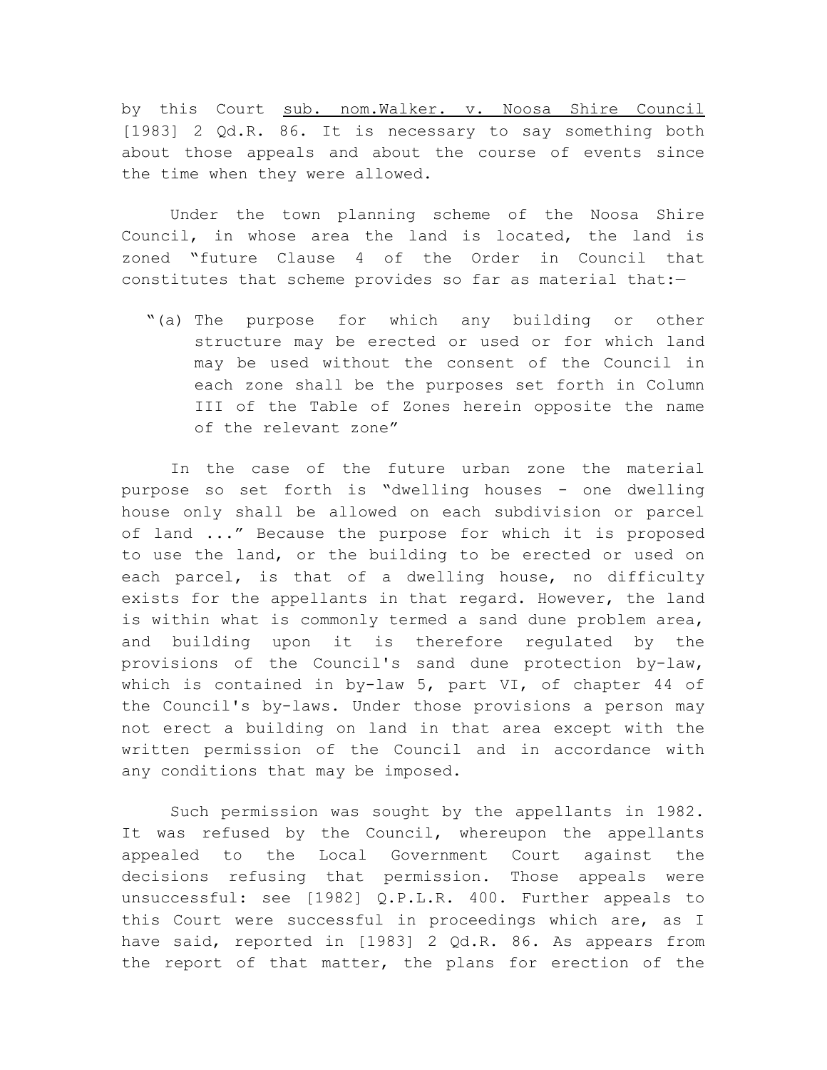by this Court sub. nom.Walker. v. Noosa Shire Council [1983] 2 Qd.R. 86. It is necessary to say something both about those appeals and about the course of events since the time when they were allowed.

Under the town planning scheme of the Noosa Shire Council, in whose area the land is located, the land is zoned "future Clause 4 of the Order in Council that constitutes that scheme provides so far as material that:—

> "(a) The purpose for which any building or other structure may be erected or used or for which land may be used without the consent of the Council in each zone shall be the purposes set forth in Column III of the Table of Zones herein opposite the name of the relevant zone"

In the case of the future urban zone the material purpose so set forth is "dwelling houses - one dwelling house only shall be allowed on each subdivision or parcel of land ..." Because the purpose for which it is proposed to use the land, or the building to be erected or used on each parcel, is that of a dwelling house, no difficulty exists for the appellants in that regard. However, the land is within what is commonly termed a sand dune problem area, and building upon it is therefore regulated by the provisions of the Council's sand dune protection by-law, which is contained in by-law 5, part VI, of chapter 44 of the Council's by-laws. Under those provisions a person may not erect a building on land in that area except with the written permission of the Council and in accordance with any conditions that may be imposed.

Such permission was sought by the appellants in 1982. It was refused by the Council, whereupon the appellants appealed to the Local Government Court against the decisions refusing that permission. Those appeals were unsuccessful: see [1982] Q.P.L.R. 400. Further appeals to this Court were successful in proceedings which are, as I have said, reported in [1983] 2 Qd.R. 86. As appears from the report of that matter, the plans for erection of the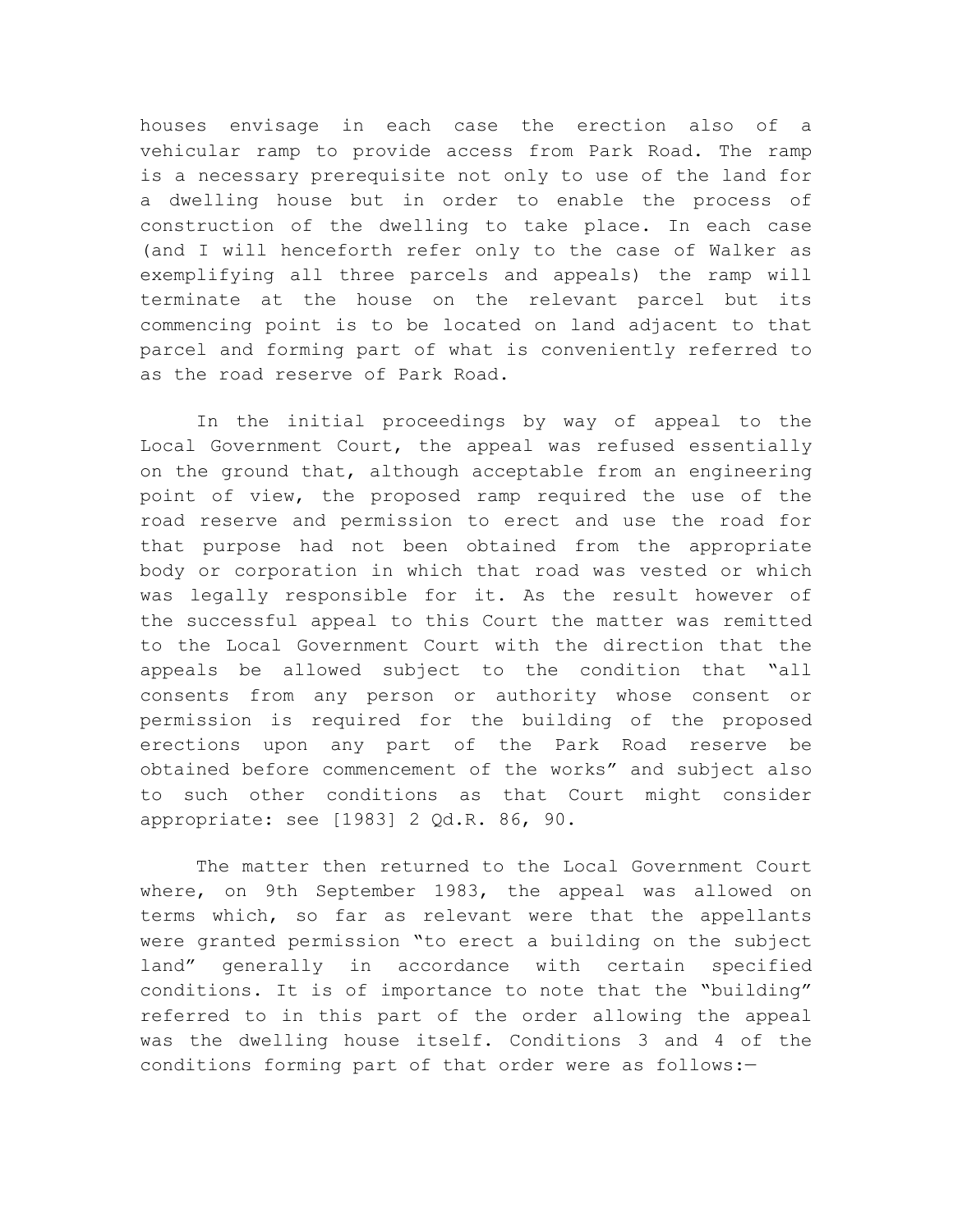houses envisage in each case the erection also of a vehicular ramp to provide access from Park Road. The ramp is a necessary prerequisite not only to use of the land for a dwelling house but in order to enable the process of construction of the dwelling to take place. In each case (and I will henceforth refer only to the case of Walker as exemplifying all three parcels and appeals) the ramp will terminate at the house on the relevant parcel but its commencing point is to be located on land adjacent to that parcel and forming part of what is conveniently referred to as the road reserve of Park Road.

In the initial proceedings by way of appeal to the Local Government Court, the appeal was refused essentially on the ground that, although acceptable from an engineering point of view, the proposed ramp required the use of the road reserve and permission to erect and use the road for that purpose had not been obtained from the appropriate body or corporation in which that road was vested or which was legally responsible for it. As the result however of the successful appeal to this Court the matter was remitted to the Local Government Court with the direction that the appeals be allowed subject to the condition that "all consents from any person or authority whose consent or permission is required for the building of the proposed erections upon any part of the Park Road reserve be obtained before commencement of the works" and subject also to such other conditions as that Court might consider appropriate: see [1983] 2 Qd.R. 86, 90.

The matter then returned to the Local Government Court where, on 9th September 1983, the appeal was allowed on terms which, so far as relevant were that the appellants were granted permission "to erect a building on the subject land" generally in accordance with certain specified conditions. It is of importance to note that the "building" referred to in this part of the order allowing the appeal was the dwelling house itself. Conditions 3 and 4 of the conditions forming part of that order were as follows:—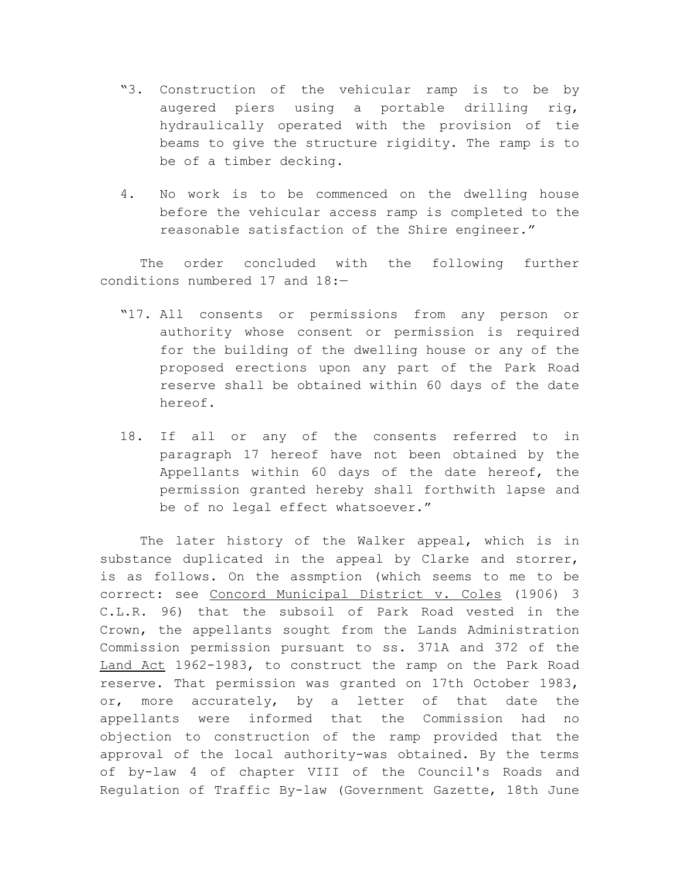"3. Construction of the vehicular ramp is to be by augered piers using a portable drilling rig, hydraulically operated with the provision of tie beams to give the structure rigidity. The ramp is to be of a timber decking.

4. No work is to be commenced on the dwelling house before the vehicular access ramp is completed to the reasonable satisfaction of the Shire engineer."

The order concluded with the following further conditions numbered 17 and 18:—

"17. All consents or permissions from any person or authority whose consent or permission is required for the building of the dwelling house or any of the proposed erections upon any part of the Park Road reserve shall be obtained within 60 days of the date hereof.

18. If all or any of the consents referred to in paragraph 17 hereof have not been obtained by the Appellants within 60 days of the date hereof, the permission granted hereby shall forthwith lapse and be of no legal effect whatsoever."

The later history of the Walker appeal, which is in substance duplicated in the appeal by Clarke and storrer, is as follows. On the assmption (which seems to me to be correct: see <u>Concord Municipal District v. Coles</u> (1906) 3 C.L.R. 96) that the subsoil of Park Road vested in the Crown, the appellants sought from the Lands Administration Commission permission pursuant to ss. 371A and 372 of the <u>Land Act</u> 1962-1983, to construct the ramp on the Park Road reserve. That permission was granted on 17th October 1983, or, more accurately, by a letter of that date the appellants were informed that the Commission had no objection to construction of the ramp provided that the approval of the local authority-was obtained. By the terms of by-law 4 of chapter VIII of the Council's Roads and Regulation of Traffic By-law (Government Gazette, 18th June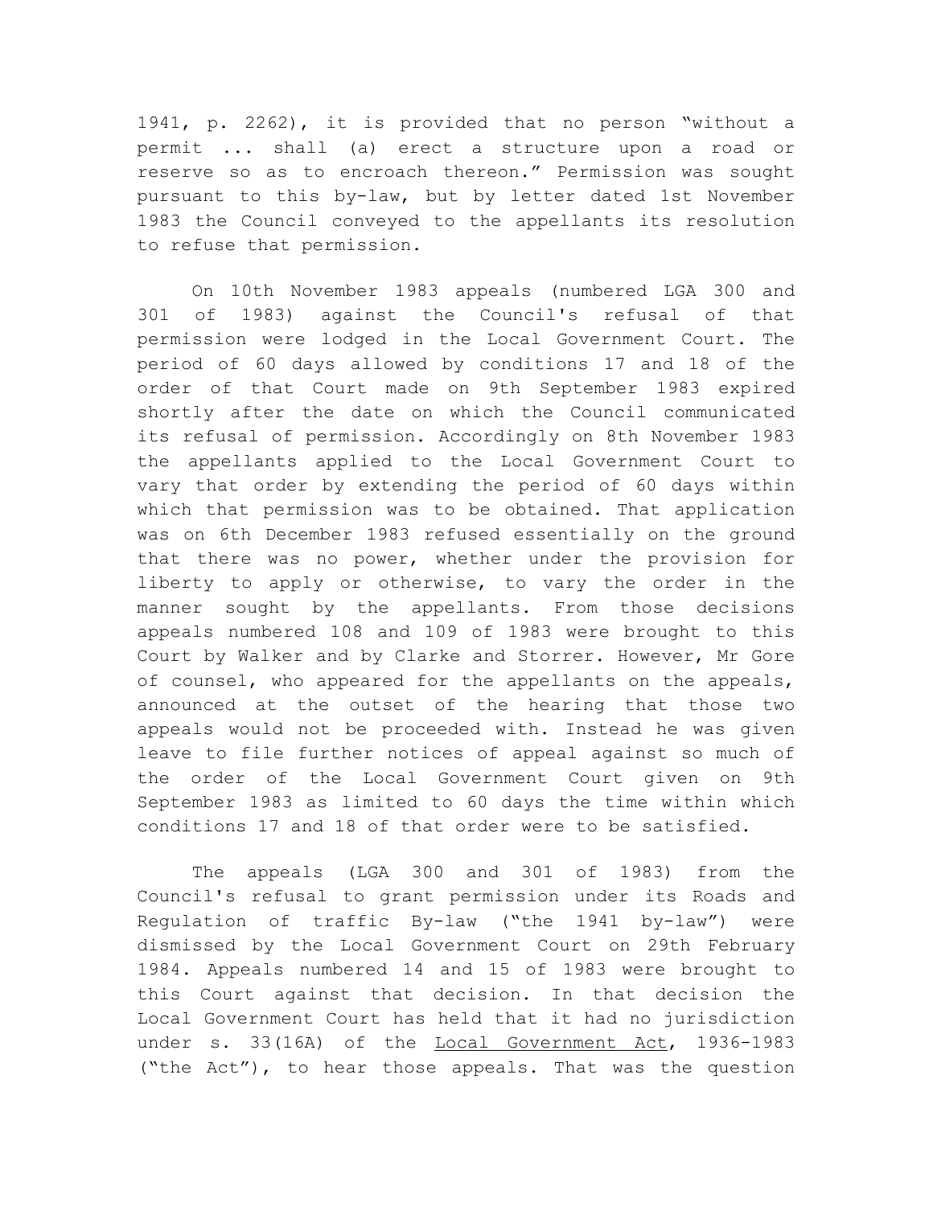1941, p. 2262), it is provided that no person "without a permit ... shall (a) erect a structure upon a road or reserve so as to encroach thereon." Permission was sought pursuant to this by-law, but by letter dated 1st November 1983 the Council conveyed to the appellants its resolution to refuse that permission.

On 10th November 1983 appeals (numbered LGA 300 and 301 of 1983) against the Council's refusal of that permission were lodged in the Local Government Court. The period of 60 days allowed by conditions 17 and 18 of the order of that Court made on 9th September 1983 expired shortly after the date on which the Council communicated its refusal of permission. Accordingly on 8th November 1983 the appellants applied to the Local Government Court to vary that order by extending the period of 60 days within which that permission was to be obtained. That application was on 6th December 1983 refused essentially on the ground that there was no power, whether under the provision for liberty to apply or otherwise, to vary the order in the manner sought by the appellants. From those decisions appeals numbered 108 and 109 of 1983 were brought to this Court by Walker and by Clarke and Storrer. However, Mr Gore of counsel, who appeared for the appellants on the appeals, announced at the outset of the hearing that those two appeals would not be proceeded with. Instead he was given leave to file further notices of appeal against so much of the order of the Local Government Court given on 9th September 1983 as limited to 60 days the time within which conditions 17 and 18 of that order were to be satisfied.

The appeals (LGA 300 and 301 of 1983) from the Council's refusal to grant permission under its Roads and Regulation of traffic By-law ("the 1941 by-law") were dismissed by the Local Government Court on 29th February 1984. Appeals numbered 14 and 15 of 1983 were brought to this Court against that decision. In that decision the Local Government Court has held that it had no jurisdiction under s. 33(16A) of the Local Government Act, 1936-1983 ("the Act"), to hear those appeals. That was the question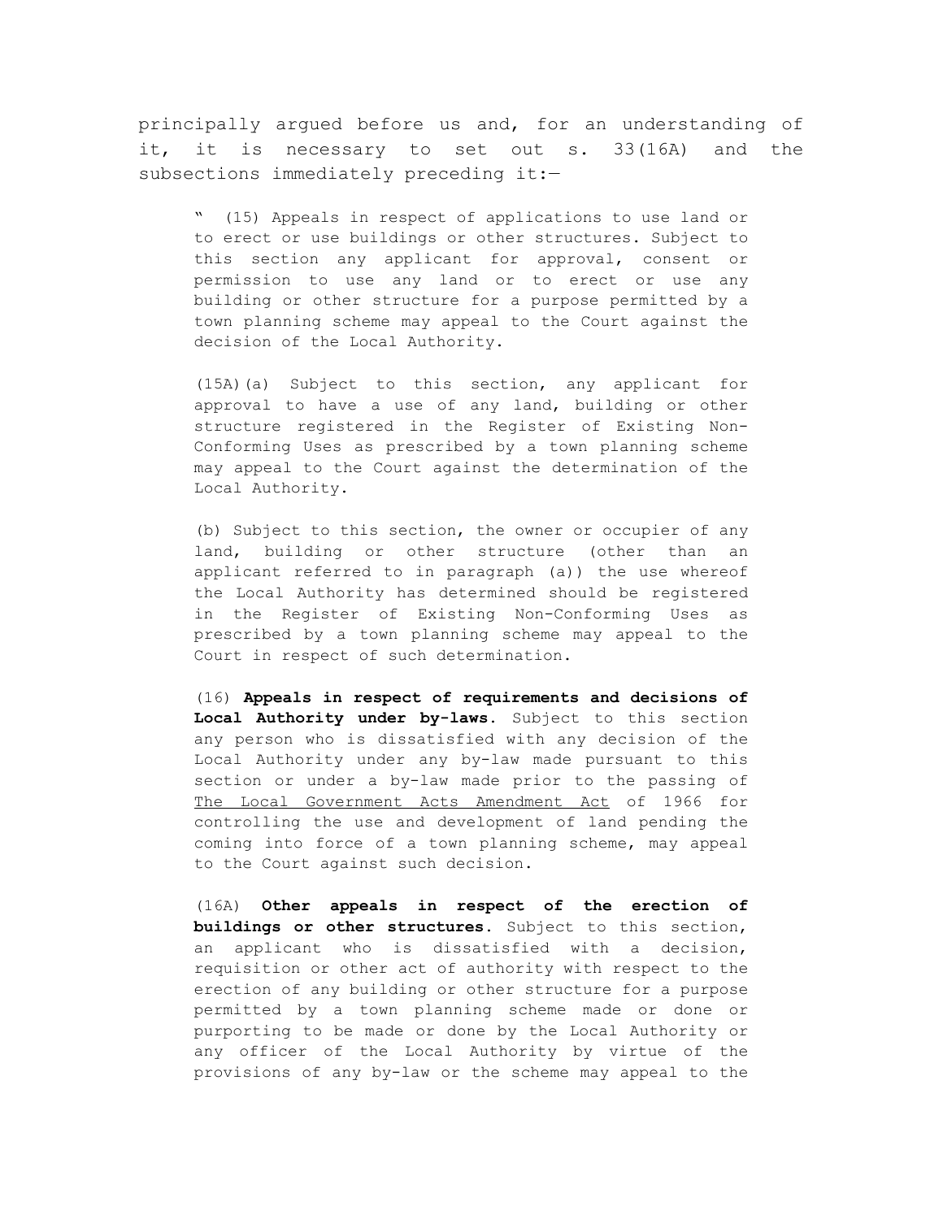principally argued before us and, for an understanding of it, it is necessary to set out s. 33(16A) and the subsections immediately preceding it:—

> " (15) Appeals in respect of applications to use land or to erect or use buildings or other structures. Subject to this section any applicant for approval, consent or permission to use any land or to erect or use any building or other structure for a purpose permitted by a town planning scheme may appeal to the Court against the decision of the Local Authority.
>
> (15A)(a) Subject to this section, any applicant for approval to have a use of any land, building or other structure registered in the Register of Existing Non-Conforming Uses as prescribed by a town planning scheme may appeal to the Court against the determination of the Local Authority.
>
> (b) Subject to this section, the owner or occupier of any land, building or other structure (other than an applicant referred to in paragraph (a)) the use whereof the Local Authority has determined should be registered in the Register of Existing Non-Conforming Uses as prescribed by a town planning scheme may appeal to the Court in respect of such determination.
>
> (16) **Appeals in respect of requirements and decisions of Local Authority under by-laws.** Subject to this section any person who is dissatisfied with any decision of the Local Authority under any by-law made pursuant to this section or under a by-law made prior to the passing of The Local Government Acts Amendment Act of 1966 for controlling the use and development of land pending the coming into force of a town planning scheme, may appeal to the Court against such decision.
>
> (16A) **Other appeals in respect of the erection of buildings or other structures.** Subject to this section, an applicant who is dissatisfied with a decision, requisition or other act of authority with respect to the erection of any building or other structure for a purpose permitted by a town planning scheme made or done or purporting to be made or done by the Local Authority or any officer of the Local Authority by virtue of the provisions of any by-law or the scheme may appeal to the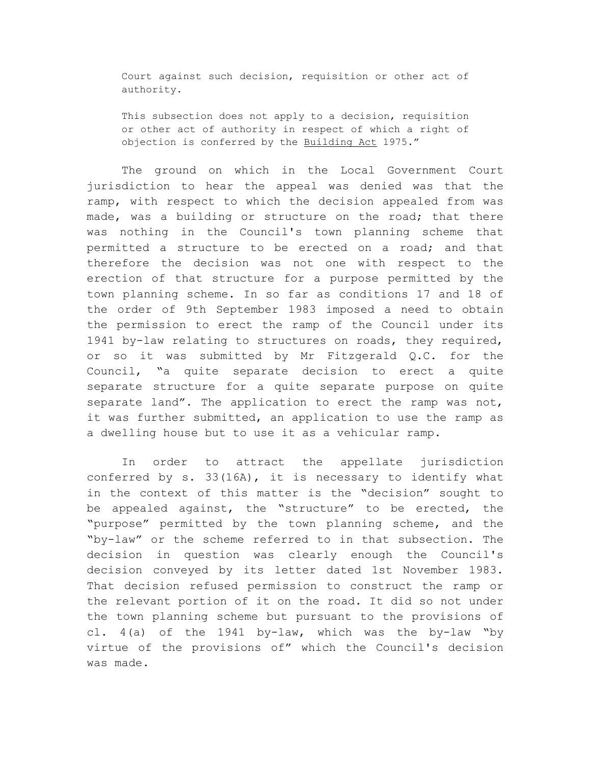> Court against such decision, requisition or other act of authority.
>
> This subsection does not apply to a decision, requisition or other act of authority in respect of which a right of objection is conferred by the Building Act 1975."

The ground on which in the Local Government Court jurisdiction to hear the appeal was denied was that the ramp, with respect to which the decision appealed from was made, was a building or structure on the road; that there was nothing in the Council's town planning scheme that permitted a structure to be erected on a road; and that therefore the decision was not one with respect to the erection of that structure for a purpose permitted by the town planning scheme. In so far as conditions 17 and 18 of the order of 9th September 1983 imposed a need to obtain the permission to erect the ramp of the Council under its 1941 by-law relating to structures on roads, they required, or so it was submitted by Mr Fitzgerald Q.C. for the Council, "a quite separate decision to erect a quite separate structure for a quite separate purpose on quite separate land". The application to erect the ramp was not, it was further submitted, an application to use the ramp as a dwelling house but to use it as a vehicular ramp.

In order to attract the appellate jurisdiction conferred by s. 33(16A), it is necessary to identify what in the context of this matter is the "decision" sought to be appealed against, the "structure" to be erected, the "purpose" permitted by the town planning scheme, and the "by-law" or the scheme referred to in that subsection. The decision in question was clearly enough the Council's decision conveyed by its letter dated 1st November 1983. That decision refused permission to construct the ramp or the relevant portion of it on the road. It did so not under the town planning scheme but pursuant to the provisions of cl. 4(a) of the 1941 by-law, which was the by-law "by virtue of the provisions of" which the Council's decision was made.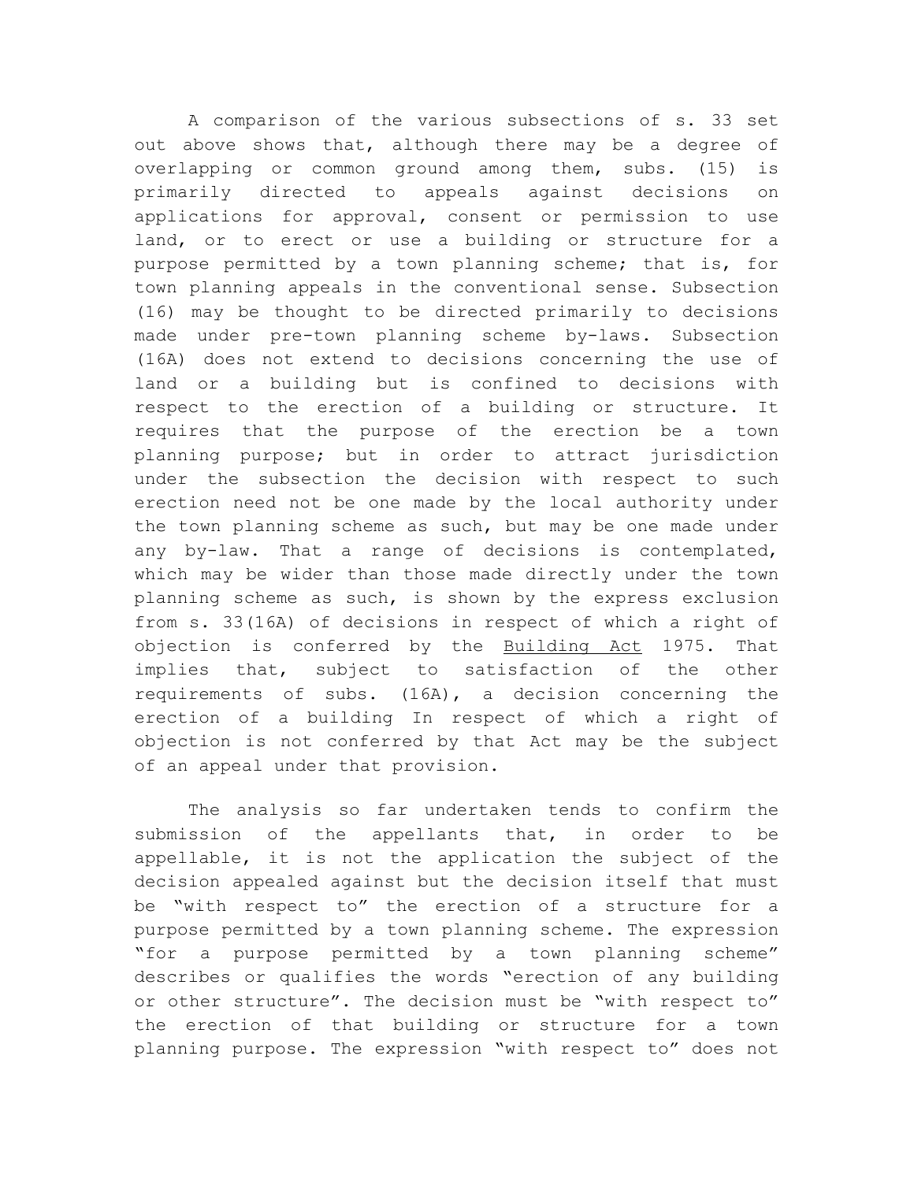A comparison of the various subsections of s. 33 set out above shows that, although there may be a degree of overlapping or common ground among them, subs. (15) is primarily directed to appeals against decisions on applications for approval, consent or permission to use land, or to erect or use a building or structure for a purpose permitted by a town planning scheme; that is, for town planning appeals in the conventional sense. Subsection (16) may be thought to be directed primarily to decisions made under pre-town planning scheme by-laws. Subsection (16A) does not extend to decisions concerning the use of land or a building but is confined to decisions with respect to the erection of a building or structure. It requires that the purpose of the erection be a town planning purpose; but in order to attract jurisdiction under the subsection the decision with respect to such erection need not be one made by the local authority under the town planning scheme as such, but may be one made under any by-law. That a range of decisions is contemplated, which may be wider than those made directly under the town planning scheme as such, is shown by the express exclusion from s. 33(16A) of decisions in respect of which a right of objection is conferred by the Building Act 1975. That implies that, subject to satisfaction of the other requirements of subs. (16A), a decision concerning the erection of a building In respect of which a right of objection is not conferred by that Act may be the subject of an appeal under that provision.

The analysis so far undertaken tends to confirm the submission of the appellants that, in order to be appellable, it is not the application the subject of the decision appealed against but the decision itself that must be "with respect to" the erection of a structure for a purpose permitted by a town planning scheme. The expression "for a purpose permitted by a town planning scheme" describes or qualifies the words "erection of any building or other structure". The decision must be "with respect to" the erection of that building or structure for a town planning purpose. The expression "with respect to" does not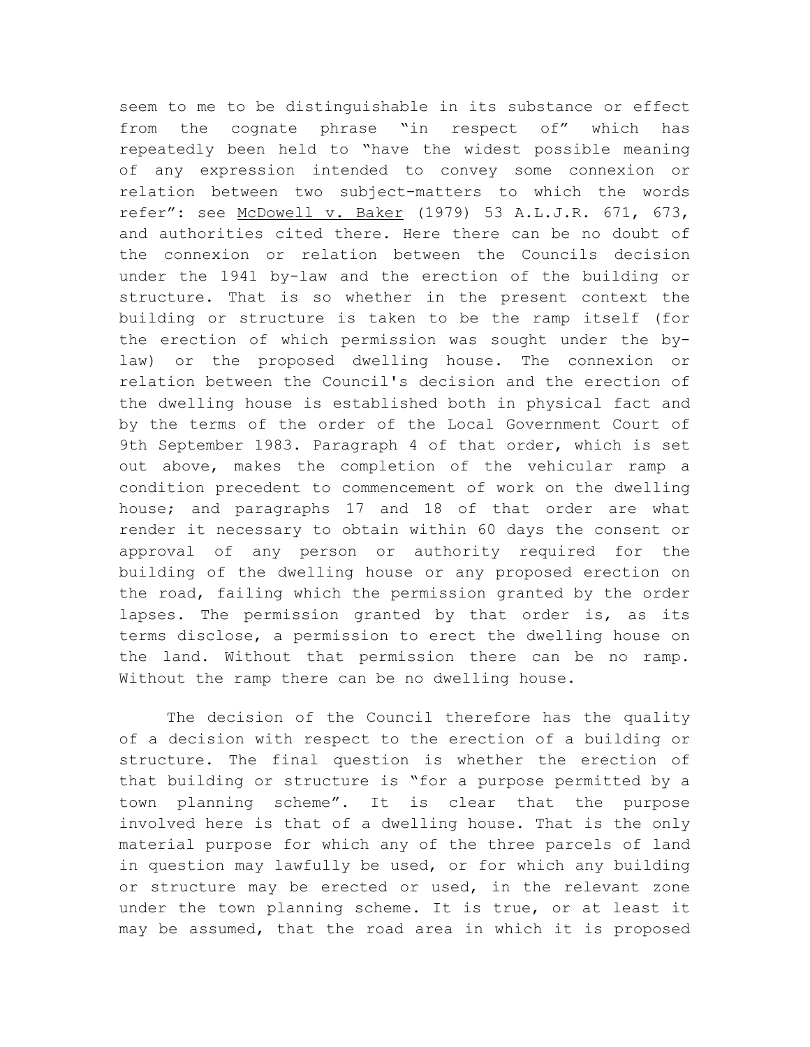seem to me to be distinguishable in its substance or effect from the cognate phrase "in respect of" which has repeatedly been held to "have the widest possible meaning of any expression intended to convey some connexion or relation between two subject-matters to which the words refer": see McDowell v. Baker (1979) 53 A.L.J.R. 671, 673, and authorities cited there. Here there can be no doubt of the connexion or relation between the Councils decision under the 1941 by-law and the erection of the building or structure. That is so whether in the present context the building or structure is taken to be the ramp itself (for the erection of which permission was sought under the by-law) or the proposed dwelling house. The connexion or relation between the Council's decision and the erection of the dwelling house is established both in physical fact and by the terms of the order of the Local Government Court of 9th September 1983. Paragraph 4 of that order, which is set out above, makes the completion of the vehicular ramp a condition precedent to commencement of work on the dwelling house; and paragraphs 17 and 18 of that order are what render it necessary to obtain within 60 days the consent or approval of any person or authority required for the building of the dwelling house or any proposed erection on the road, failing which the permission granted by the order lapses. The permission granted by that order is, as its terms disclose, a permission to erect the dwelling house on the land. Without that permission there can be no ramp. Without the ramp there can be no dwelling house.

The decision of the Council therefore has the quality of a decision with respect to the erection of a building or structure. The final question is whether the erection of that building or structure is "for a purpose permitted by a town planning scheme". It is clear that the purpose involved here is that of a dwelling house. That is the only material purpose for which any of the three parcels of land in question may lawfully be used, or for which any building or structure may be erected or used, in the relevant zone under the town planning scheme. It is true, or at least it may be assumed, that the road area in which it is proposed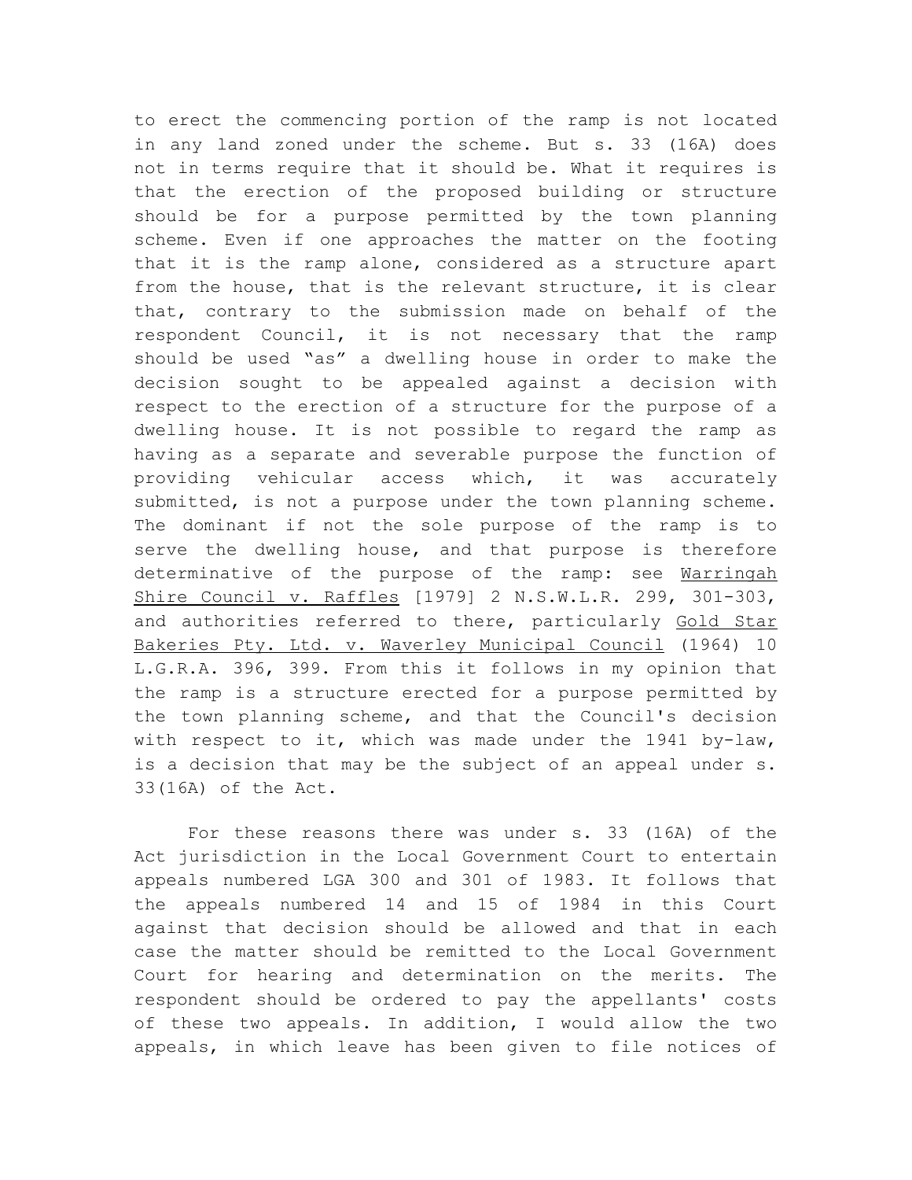to erect the commencing portion of the ramp is not located in any land zoned under the scheme. But s. 33 (16A) does not in terms require that it should be. What it requires is that the erection of the proposed building or structure should be for a purpose permitted by the town planning scheme. Even if one approaches the matter on the footing that it is the ramp alone, considered as a structure apart from the house, that is the relevant structure, it is clear that, contrary to the submission made on behalf of the respondent Council, it is not necessary that the ramp should be used "as" a dwelling house in order to make the decision sought to be appealed against a decision with respect to the erection of a structure for the purpose of a dwelling house. It is not possible to regard the ramp as having as a separate and severable purpose the function of providing vehicular access which, it was accurately submitted, is not a purpose under the town planning scheme. The dominant if not the sole purpose of the ramp is to serve the dwelling house, and that purpose is therefore determinative of the purpose of the ramp: see Warringah Shire Council v. Raffles [1979] 2 N.S.W.L.R. 299, 301-303, and authorities referred to there, particularly Gold Star Bakeries Pty. Ltd. v. Waverley Municipal Council (1964) 10 L.G.R.A. 396, 399. From this it follows in my opinion that the ramp is a structure erected for a purpose permitted by the town planning scheme, and that the Council's decision with respect to it, which was made under the 1941 by-law, is a decision that may be the subject of an appeal under s. 33(16A) of the Act.

For these reasons there was under s. 33 (16A) of the Act jurisdiction in the Local Government Court to entertain appeals numbered LGA 300 and 301 of 1983. It follows that the appeals numbered 14 and 15 of 1984 in this Court against that decision should be allowed and that in each case the matter should be remitted to the Local Government Court for hearing and determination on the merits. The respondent should be ordered to pay the appellants' costs of these two appeals. In addition, I would allow the two appeals, in which leave has been given to file notices of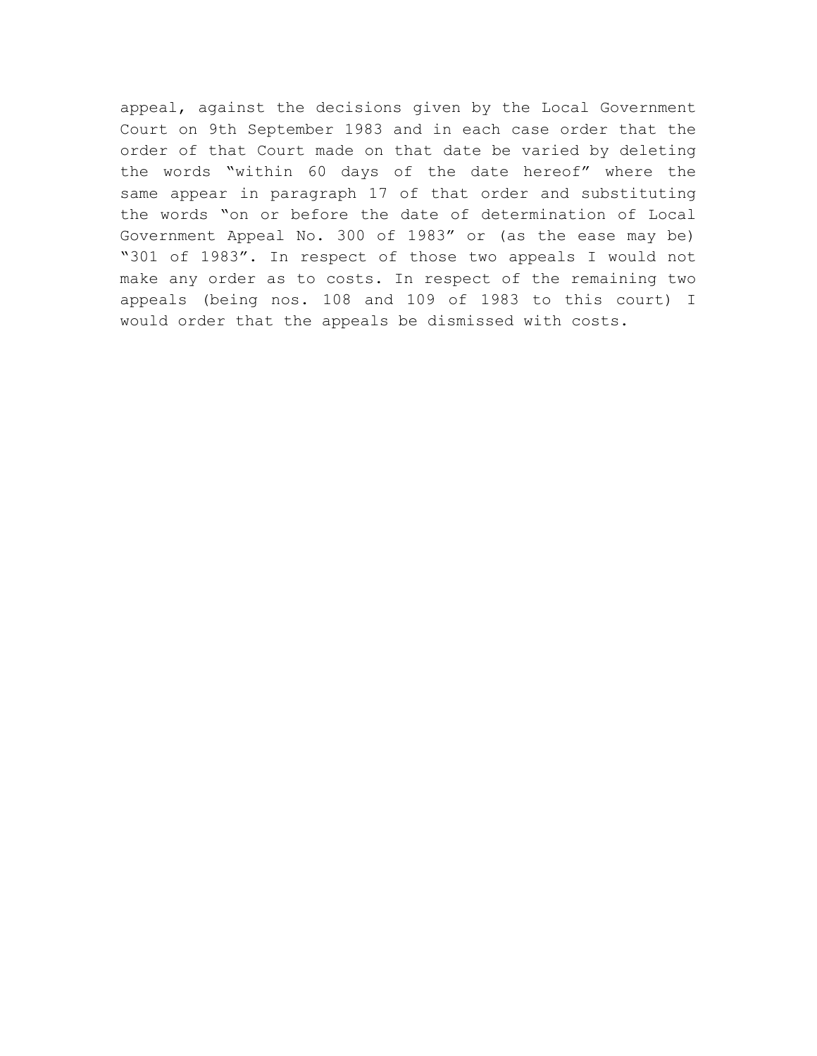appeal, against the decisions given by the Local Government Court on 9th September 1983 and in each case order that the order of that Court made on that date be varied by deleting the words "within 60 days of the date hereof" where the same appear in paragraph 17 of that order and substituting the words "on or before the date of determination of Local Government Appeal No. 300 of 1983" or (as the ease may be) "301 of 1983". In respect of those two appeals I would not make any order as to costs. In respect of the remaining two appeals (being nos. 108 and 109 of 1983 to this court) I would order that the appeals be dismissed with costs.